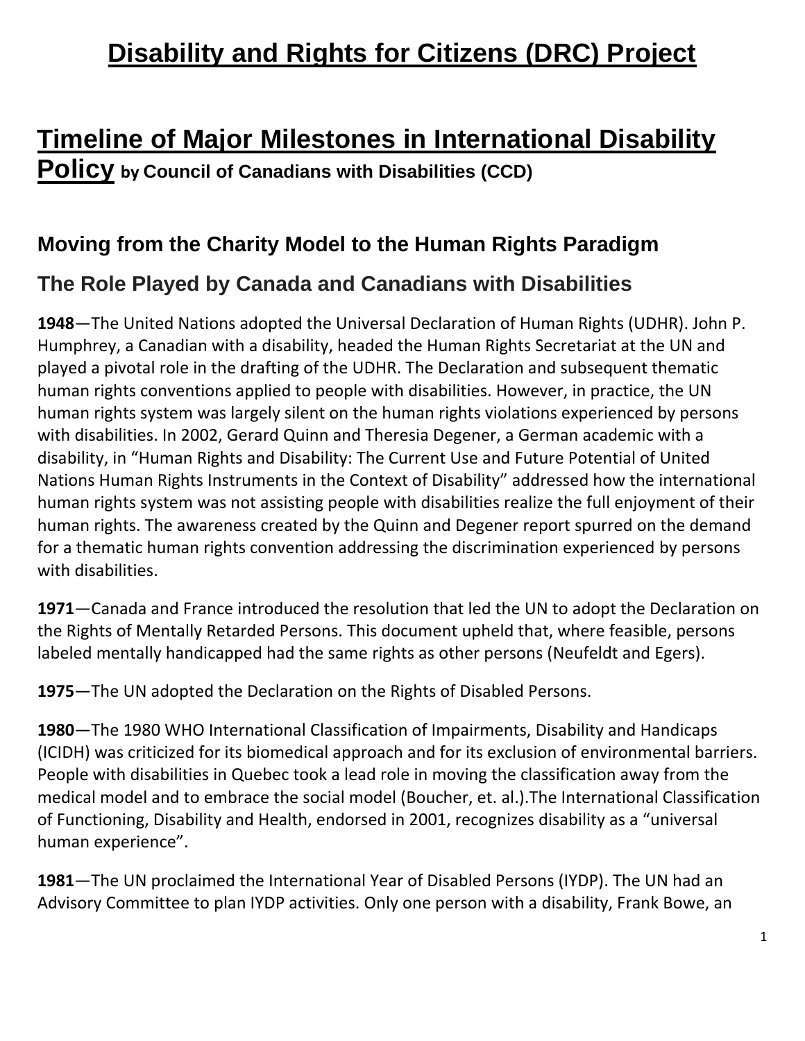# Disability and Rights for Citizens (DRC) Project

## Timeline of Major Milestones in International Disability Policy by Council of Canadians with Disabilities (CCD)

### Moving from the Charity Model to the Human Rights Paradigm

### The Role Played by Canada and Canadians with Disabilities

**1948**—The United Nations adopted the Universal Declaration of Human Rights (UDHR). John P. Humphrey, a Canadian with a disability, headed the Human Rights Secretariat at the UN and played a pivotal role in the drafting of the UDHR. The Declaration and subsequent thematic human rights conventions applied to people with disabilities. However, in practice, the UN human rights system was largely silent on the human rights violations experienced by persons with disabilities. In 2002, Gerard Quinn and Theresia Degener, a German academic with a disability, in "Human Rights and Disability: The Current Use and Future Potential of United Nations Human Rights Instruments in the Context of Disability" addressed how the international human rights system was not assisting people with disabilities realize the full enjoyment of their human rights. The awareness created by the Quinn and Degener report spurred on the demand for a thematic human rights convention addressing the discrimination experienced by persons with disabilities.

**1971**—Canada and France introduced the resolution that led the UN to adopt the Declaration on the Rights of Mentally Retarded Persons. This document upheld that, where feasible, persons labeled mentally handicapped had the same rights as other persons (Neufeldt and Egers).

**1975**—The UN adopted the Declaration on the Rights of Disabled Persons.

**1980**—The 1980 WHO International Classification of Impairments, Disability and Handicaps (ICIDH) was criticized for its biomedical approach and for its exclusion of environmental barriers. People with disabilities in Quebec took a lead role in moving the classification away from the medical model and to embrace the social model (Boucher, et. al.).The International Classification of Functioning, Disability and Health, endorsed in 2001, recognizes disability as a "universal human experience".

**1981**—The UN proclaimed the International Year of Disabled Persons (IYDP). The UN had an Advisory Committee to plan IYDP activities. Only one person with a disability, Frank Bowe, an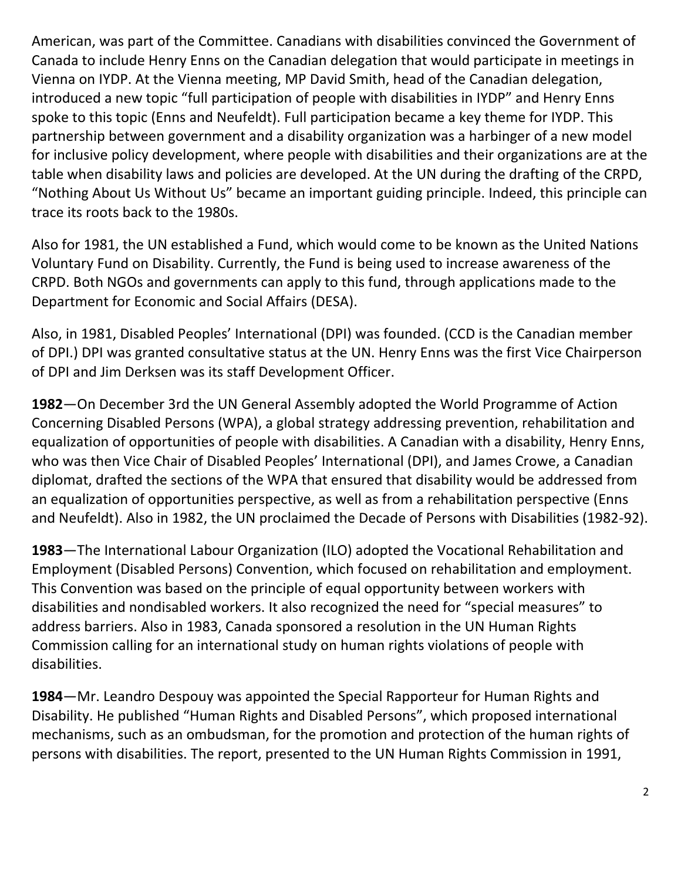American, was part of the Committee. Canadians with disabilities convinced the Government of Canada to include Henry Enns on the Canadian delegation that would participate in meetings in Vienna on IYDP. At the Vienna meeting, MP David Smith, head of the Canadian delegation, introduced a new topic "full participation of people with disabilities in IYDP" and Henry Enns spoke to this topic (Enns and Neufeldt). Full participation became a key theme for IYDP. This partnership between government and a disability organization was a harbinger of a new model for inclusive policy development, where people with disabilities and their organizations are at the table when disability laws and policies are developed. At the UN during the drafting of the CRPD, "Nothing About Us Without Us" became an important guiding principle. Indeed, this principle can trace its roots back to the 1980s.

Also for 1981, the UN established a Fund, which would come to be known as the United Nations Voluntary Fund on Disability. Currently, the Fund is being used to increase awareness of the CRPD. Both NGOs and governments can apply to this fund, through applications made to the Department for Economic and Social Affairs (DESA).

Also, in 1981, Disabled Peoples' International (DPI) was founded. (CCD is the Canadian member of DPI.) DPI was granted consultative status at the UN. Henry Enns was the first Vice Chairperson of DPI and Jim Derksen was its staff Development Officer.

**1982**—On December 3rd the UN General Assembly adopted the World Programme of Action Concerning Disabled Persons (WPA), a global strategy addressing prevention, rehabilitation and equalization of opportunities of people with disabilities. A Canadian with a disability, Henry Enns, who was then Vice Chair of Disabled Peoples' International (DPI), and James Crowe, a Canadian diplomat, drafted the sections of the WPA that ensured that disability would be addressed from an equalization of opportunities perspective, as well as from a rehabilitation perspective (Enns and Neufeldt). Also in 1982, the UN proclaimed the Decade of Persons with Disabilities (1982-92).

**1983**—The International Labour Organization (ILO) adopted the Vocational Rehabilitation and Employment (Disabled Persons) Convention, which focused on rehabilitation and employment. This Convention was based on the principle of equal opportunity between workers with disabilities and nondisabled workers. It also recognized the need for "special measures" to address barriers. Also in 1983, Canada sponsored a resolution in the UN Human Rights Commission calling for an international study on human rights violations of people with disabilities.

**1984**—Mr. Leandro Despouy was appointed the Special Rapporteur for Human Rights and Disability. He published "Human Rights and Disabled Persons", which proposed international mechanisms, such as an ombudsman, for the promotion and protection of the human rights of persons with disabilities. The report, presented to the UN Human Rights Commission in 1991,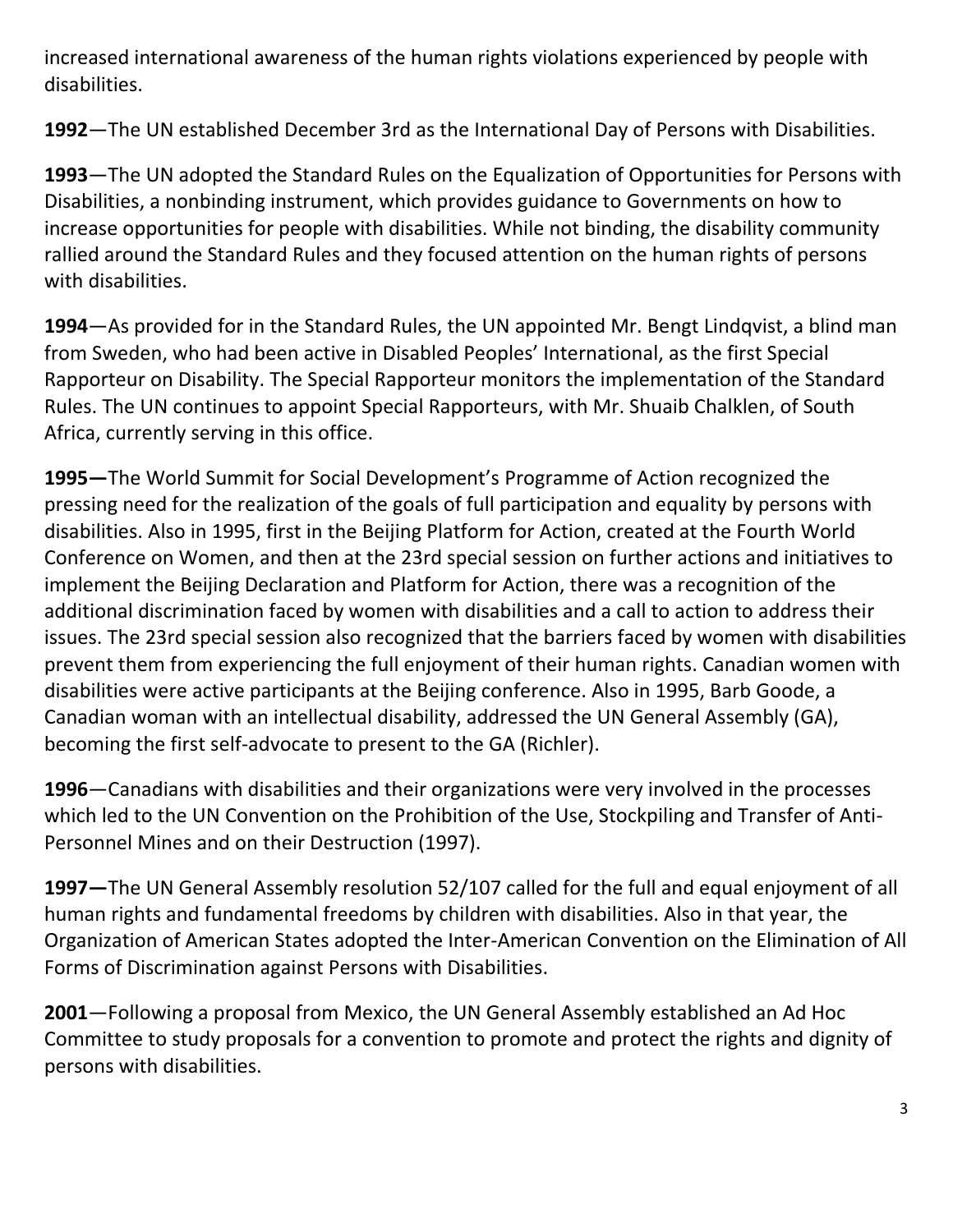increased international awareness of the human rights violations experienced by people with disabilities.

**1992**—The UN established December 3rd as the International Day of Persons with Disabilities.

**1993**—The UN adopted the Standard Rules on the Equalization of Opportunities for Persons with Disabilities, a nonbinding instrument, which provides guidance to Governments on how to increase opportunities for people with disabilities. While not binding, the disability community rallied around the Standard Rules and they focused attention on the human rights of persons with disabilities.

**1994**—As provided for in the Standard Rules, the UN appointed Mr. Bengt Lindqvist, a blind man from Sweden, who had been active in Disabled Peoples' International, as the first Special Rapporteur on Disability. The Special Rapporteur monitors the implementation of the Standard Rules. The UN continues to appoint Special Rapporteurs, with Mr. Shuaib Chalklen, of South Africa, currently serving in this office.

**1995—**The World Summit for Social Development's Programme of Action recognized the pressing need for the realization of the goals of full participation and equality by persons with disabilities. Also in 1995, first in the Beijing Platform for Action, created at the Fourth World Conference on Women, and then at the 23rd special session on further actions and initiatives to implement the Beijing Declaration and Platform for Action, there was a recognition of the additional discrimination faced by women with disabilities and a call to action to address their issues. The 23rd special session also recognized that the barriers faced by women with disabilities prevent them from experiencing the full enjoyment of their human rights. Canadian women with disabilities were active participants at the Beijing conference. Also in 1995, Barb Goode, a Canadian woman with an intellectual disability, addressed the UN General Assembly (GA), becoming the first self-advocate to present to the GA (Richler).

**1996**—Canadians with disabilities and their organizations were very involved in the processes which led to the UN Convention on the Prohibition of the Use, Stockpiling and Transfer of Anti-Personnel Mines and on their Destruction (1997).

**1997—**The UN General Assembly resolution 52/107 called for the full and equal enjoyment of all human rights and fundamental freedoms by children with disabilities. Also in that year, the Organization of American States adopted the Inter-American Convention on the Elimination of All Forms of Discrimination against Persons with Disabilities.

**2001**—Following a proposal from Mexico, the UN General Assembly established an Ad Hoc Committee to study proposals for a convention to promote and protect the rights and dignity of persons with disabilities.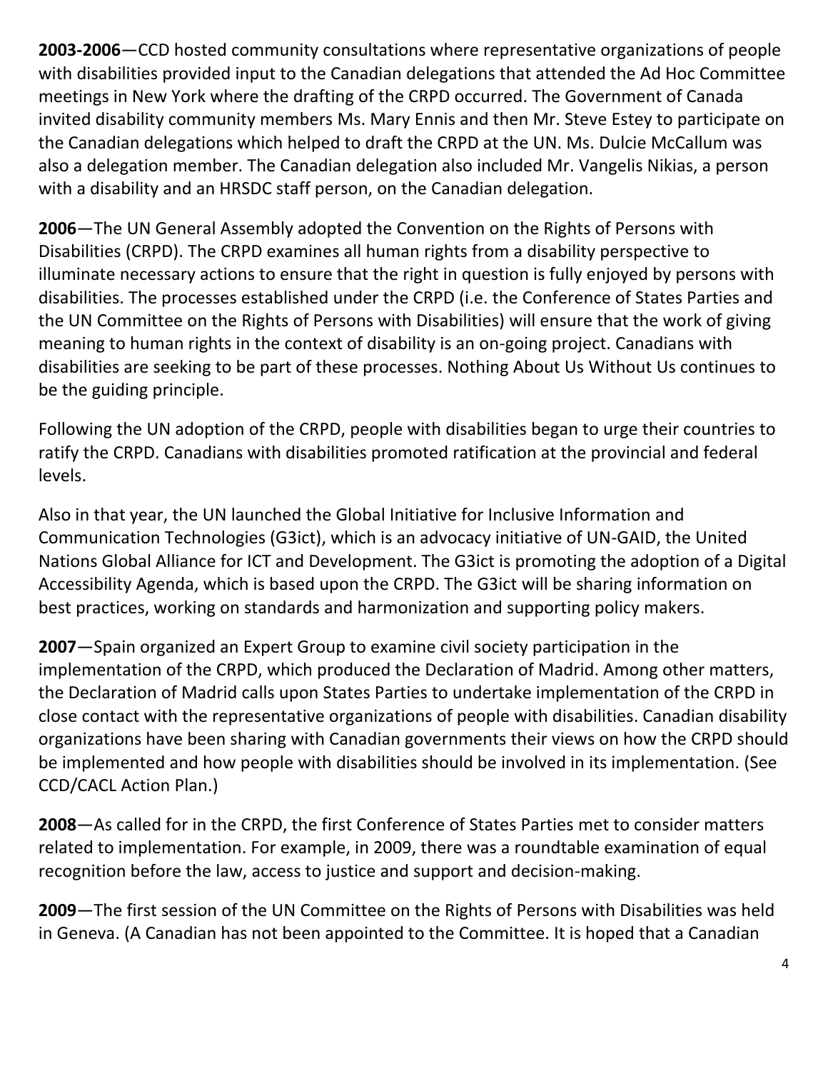**2003-2006**—CCD hosted community consultations where representative organizations of people with disabilities provided input to the Canadian delegations that attended the Ad Hoc Committee meetings in New York where the drafting of the CRPD occurred. The Government of Canada invited disability community members Ms. Mary Ennis and then Mr. Steve Estey to participate on the Canadian delegations which helped to draft the CRPD at the UN. Ms. Dulcie McCallum was also a delegation member. The Canadian delegation also included Mr. Vangelis Nikias, a person with a disability and an HRSDC staff person, on the Canadian delegation.

**2006**—The UN General Assembly adopted the Convention on the Rights of Persons with Disabilities (CRPD). The CRPD examines all human rights from a disability perspective to illuminate necessary actions to ensure that the right in question is fully enjoyed by persons with disabilities. The processes established under the CRPD (i.e. the Conference of States Parties and the UN Committee on the Rights of Persons with Disabilities) will ensure that the work of giving meaning to human rights in the context of disability is an on-going project. Canadians with disabilities are seeking to be part of these processes. Nothing About Us Without Us continues to be the guiding principle.

Following the UN adoption of the CRPD, people with disabilities began to urge their countries to ratify the CRPD. Canadians with disabilities promoted ratification at the provincial and federal levels.

Also in that year, the UN launched the Global Initiative for Inclusive Information and Communication Technologies (G3ict), which is an advocacy initiative of UN-GAID, the United Nations Global Alliance for ICT and Development. The G3ict is promoting the adoption of a Digital Accessibility Agenda, which is based upon the CRPD. The G3ict will be sharing information on best practices, working on standards and harmonization and supporting policy makers.

**2007**—Spain organized an Expert Group to examine civil society participation in the implementation of the CRPD, which produced the Declaration of Madrid. Among other matters, the Declaration of Madrid calls upon States Parties to undertake implementation of the CRPD in close contact with the representative organizations of people with disabilities. Canadian disability organizations have been sharing with Canadian governments their views on how the CRPD should be implemented and how people with disabilities should be involved in its implementation. (See CCD/CACL Action Plan.)

**2008**—As called for in the CRPD, the first Conference of States Parties met to consider matters related to implementation. For example, in 2009, there was a roundtable examination of equal recognition before the law, access to justice and support and decision-making.

**2009**—The first session of the UN Committee on the Rights of Persons with Disabilities was held in Geneva. (A Canadian has not been appointed to the Committee. It is hoped that a Canadian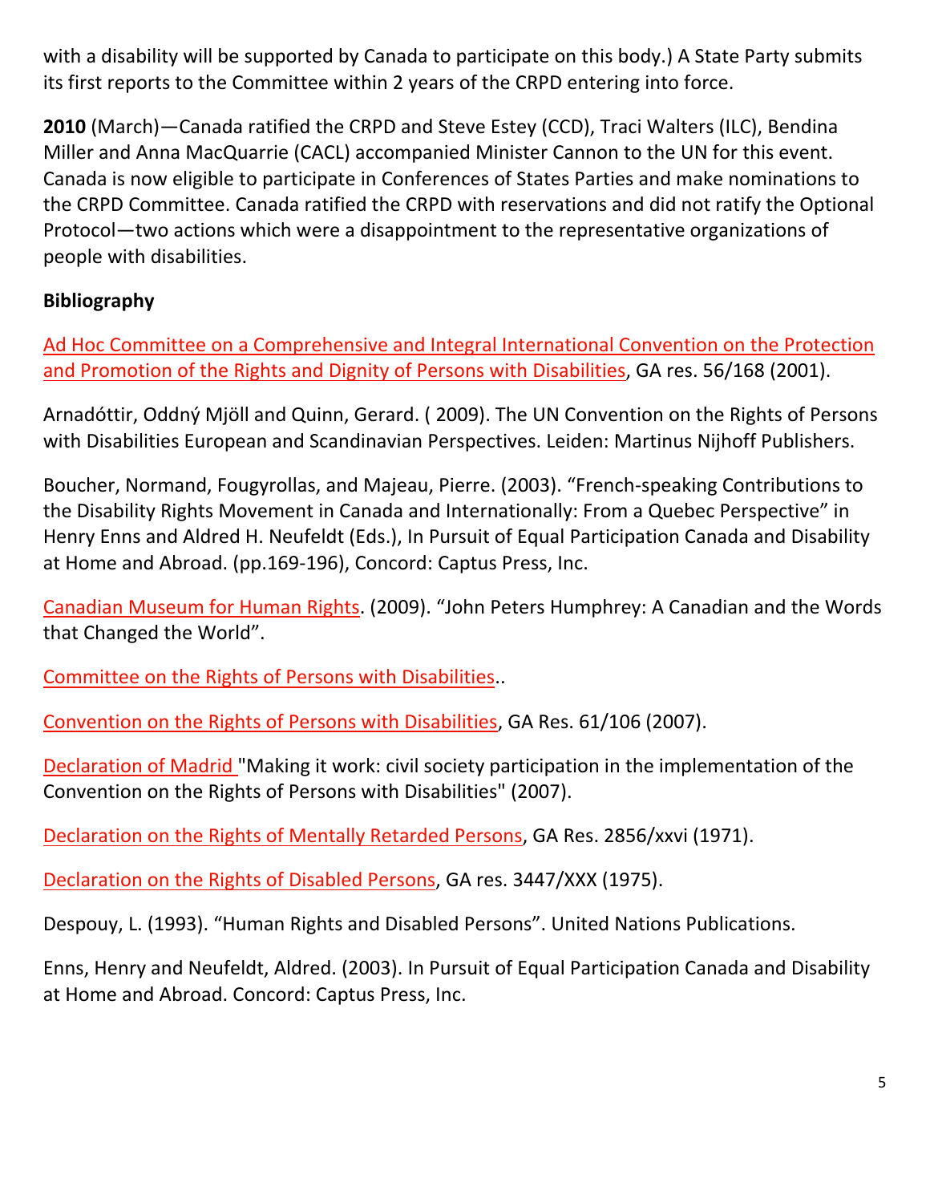with a disability will be supported by Canada to participate on this body.) A State Party submits its first reports to the Committee within 2 years of the CRPD entering into force.

**2010** (March)—Canada ratified the CRPD and Steve Estey (CCD), Traci Walters (ILC), Bendina Miller and Anna MacQuarrie (CACL) accompanied Minister Cannon to the UN for this event. Canada is now eligible to participate in Conferences of States Parties and make nominations to the CRPD Committee. Canada ratified the CRPD with reservations and did not ratify the Optional Protocol—two actions which were a disappointment to the representative organizations of people with disabilities.

**Bibliography**

Ad Hoc Committee on a Comprehensive and Integral International Convention on the Protection and Promotion of the Rights and Dignity of Persons with Disabilities, GA res. 56/168 (2001).

Arnadóttir, Oddný Mjöll and Quinn, Gerard. ( 2009). The UN Convention on the Rights of Persons with Disabilities European and Scandinavian Perspectives. Leiden: Martinus Nijhoff Publishers.

Boucher, Normand, Fougyrollas, and Majeau, Pierre. (2003). "French-speaking Contributions to the Disability Rights Movement in Canada and Internationally: From a Quebec Perspective" in Henry Enns and Aldred H. Neufeldt (Eds.), In Pursuit of Equal Participation Canada and Disability at Home and Abroad. (pp.169-196), Concord: Captus Press, Inc.

Canadian Museum for Human Rights. (2009). "John Peters Humphrey: A Canadian and the Words that Changed the World".

Committee on the Rights of Persons with Disabilities..

Convention on the Rights of Persons with Disabilities, GA Res. 61/106 (2007).

Declaration of Madrid "Making it work: civil society participation in the implementation of the Convention on the Rights of Persons with Disabilities" (2007).

Declaration on the Rights of Mentally Retarded Persons, GA Res. 2856/xxvi (1971).

Declaration on the Rights of Disabled Persons, GA res. 3447/XXX (1975).

Despouy, L. (1993). "Human Rights and Disabled Persons". United Nations Publications.

Enns, Henry and Neufeldt, Aldred. (2003). In Pursuit of Equal Participation Canada and Disability at Home and Abroad. Concord: Captus Press, Inc.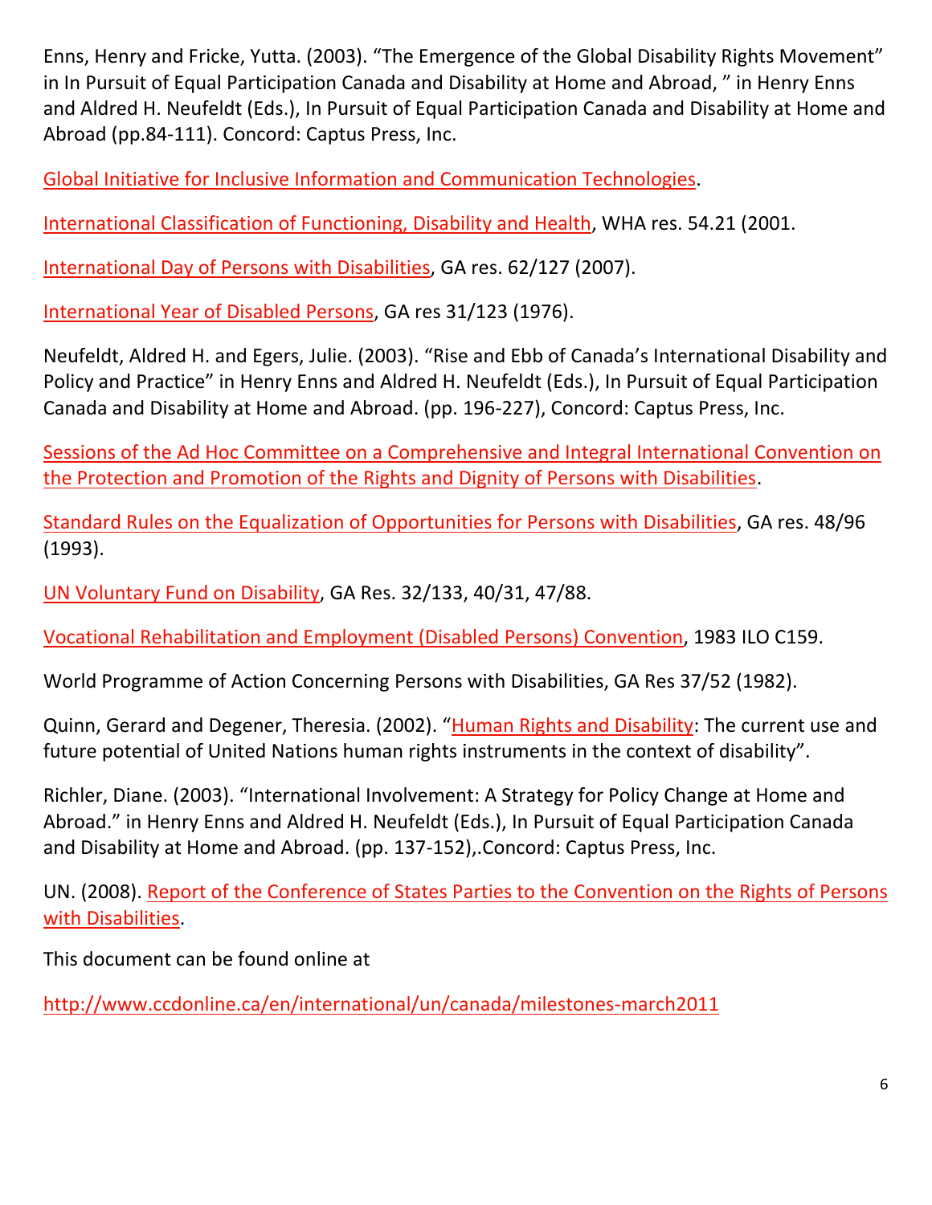Enns, Henry and Fricke, Yutta. (2003). “The Emergence of the Global Disability Rights Movement” in In Pursuit of Equal Participation Canada and Disability at Home and Abroad, ” in Henry Enns and Aldred H. Neufeldt (Eds.), In Pursuit of Equal Participation Canada and Disability at Home and Abroad (pp.84-111). Concord: Captus Press, Inc.

Global Initiative for Inclusive Information and Communication Technologies.

International Classification of Functioning, Disability and Health, WHA res. 54.21 (2001.

International Day of Persons with Disabilities, GA res. 62/127 (2007).

International Year of Disabled Persons, GA res 31/123 (1976).

Neufeldt, Aldred H. and Egers, Julie. (2003). “Rise and Ebb of Canada’s International Disability and Policy and Practice” in Henry Enns and Aldred H. Neufeldt (Eds.), In Pursuit of Equal Participation Canada and Disability at Home and Abroad. (pp. 196-227), Concord: Captus Press, Inc.

Sessions of the Ad Hoc Committee on a Comprehensive and Integral International Convention on the Protection and Promotion of the Rights and Dignity of Persons with Disabilities.

Standard Rules on the Equalization of Opportunities for Persons with Disabilities, GA res. 48/96 (1993).

UN Voluntary Fund on Disability, GA Res. 32/133, 40/31, 47/88.

Vocational Rehabilitation and Employment (Disabled Persons) Convention, 1983 ILO C159.

World Programme of Action Concerning Persons with Disabilities, GA Res 37/52 (1982).

Quinn, Gerard and Degener, Theresia. (2002). “Human Rights and Disability: The current use and future potential of United Nations human rights instruments in the context of disability”.

Richler, Diane. (2003). “International Involvement: A Strategy for Policy Change at Home and Abroad.” in Henry Enns and Aldred H. Neufeldt (Eds.), In Pursuit of Equal Participation Canada and Disability at Home and Abroad. (pp. 137-152),.Concord: Captus Press, Inc.

UN. (2008). Report of the Conference of States Parties to the Convention on the Rights of Persons with Disabilities.

This document can be found online at

http://www.ccdonline.ca/en/international/un/canada/milestones-march2011